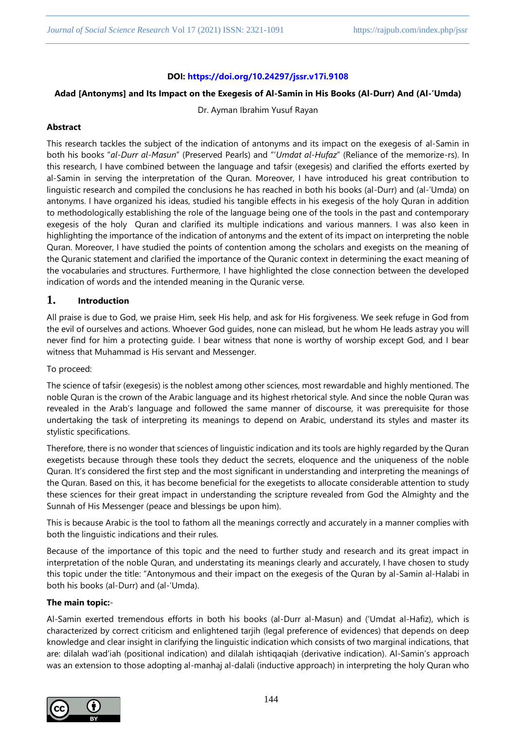**DOI: https://doi.org/10.24297/jssr.v17i.9108**

**Adad [Antonyms] and Its Impact on the Exegesis of Al-Samin in His Books (Al-Durr) And (Al-'Umda)**

Dr. Ayman Ibrahim Yusuf Rayan

**Abstract**

This research tackles the subject of the indication of antonyms and its impact on the exegesis of al-Samin in both his books "*al-Durr al-Masun*" (Preserved Pearls) and "'*Umdat al-Hufaz*" (Reliance of the memorize-rs). In this research, I have combined between the language and tafsir (exegesis) and clarified the efforts exerted by al-Samin in serving the interpretation of the Quran. Moreover, I have introduced his great contribution to linguistic research and compiled the conclusions he has reached in both his books (al-Durr) and (al-'Umda) on antonyms. I have organized his ideas, studied his tangible effects in his exegesis of the holy Quran in addition to methodologically establishing the role of the language being one of the tools in the past and contemporary exegesis of the holy Quran and clarified its multiple indications and various manners. I was also keen in highlighting the importance of the indication of antonyms and the extent of its impact on interpreting the noble Quran. Moreover, I have studied the points of contention among the scholars and exegists on the meaning of the Quranic statement and clarified the importance of the Quranic context in determining the exact meaning of the vocabularies and structures. Furthermore, I have highlighted the close connection between the developed indication of words and the intended meaning in the Quranic verse.

## 1. Introduction

All praise is due to God, we praise Him, seek His help, and ask for His forgiveness. We seek refuge in God from the evil of ourselves and actions. Whoever God guides, none can mislead, but he whom He leads astray you will never find for him a protecting guide. I bear witness that none is worthy of worship except God, and I bear witness that Muhammad is His servant and Messenger.

To proceed:

The science of tafsir (exegesis) is the noblest among other sciences, most rewardable and highly mentioned. The noble Quran is the crown of the Arabic language and its highest rhetorical style. And since the noble Quran was revealed in the Arab's language and followed the same manner of discourse, it was prerequisite for those undertaking the task of interpreting its meanings to depend on Arabic, understand its styles and master its stylistic specifications.

Therefore, there is no wonder that sciences of linguistic indication and its tools are highly regarded by the Quran exegetists because through these tools they deduct the secrets, eloquence and the uniqueness of the noble Quran. It's considered the first step and the most significant in understanding and interpreting the meanings of the Quran. Based on this, it has become beneficial for the exegetists to allocate considerable attention to study these sciences for their great impact in understanding the scripture revealed from God the Almighty and the Sunnah of His Messenger (peace and blessings be upon him).

This is because Arabic is the tool to fathom all the meanings correctly and accurately in a manner complies with both the linguistic indications and their rules.

Because of the importance of this topic and the need to further study and research and its great impact in interpretation of the noble Quran, and understating its meanings clearly and accurately, I have chosen to study this topic under the title: "Antonymous and their impact on the exegesis of the Quran by al-Samin al-Halabi in both his books (al-Durr) and (al-'Umda).

**The main topic:**-

Al-Samin exerted tremendous efforts in both his books (al-Durr al-Masun) and ('Umdat al-Hafiz), which is characterized by correct criticism and enlightened tarjih (legal preference of evidences) that depends on deep knowledge and clear insight in clarifying the linguistic indication which consists of two marginal indications, that are: dilalah wad'iah (positional indication) and dilalah ishtiqaqiah (derivative indication). Al-Samin's approach was an extension to those adopting al-manhaj al-dalali (inductive approach) in interpreting the holy Quran who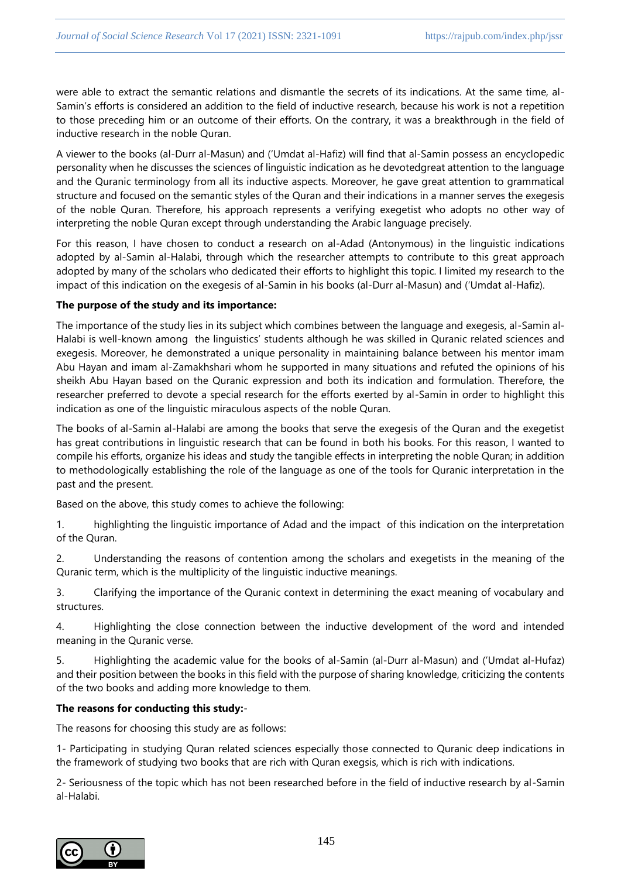were able to extract the semantic relations and dismantle the secrets of its indications. At the same time, al-Samin's efforts is considered an addition to the field of inductive research, because his work is not a repetition to those preceding him or an outcome of their efforts. On the contrary, it was a breakthrough in the field of inductive research in the noble Quran.

A viewer to the books (al-Durr al-Masun) and ('Umdat al-Hafiz) will find that al-Samin possess an encyclopedic personality when he discusses the sciences of linguistic indication as he devotedgreat attention to the language and the Quranic terminology from all its inductive aspects. Moreover, he gave great attention to grammatical structure and focused on the semantic styles of the Quran and their indications in a manner serves the exegesis of the noble Quran. Therefore, his approach represents a verifying exegetist who adopts no other way of interpreting the noble Quran except through understanding the Arabic language precisely.

For this reason, I have chosen to conduct a research on al-Adad (Antonymous) in the linguistic indications adopted by al-Samin al-Halabi, through which the researcher attempts to contribute to this great approach adopted by many of the scholars who dedicated their efforts to highlight this topic. I limited my research to the impact of this indication on the exegesis of al-Samin in his books (al-Durr al-Masun) and ('Umdat al-Hafiz).

**The purpose of the study and its importance:**

The importance of the study lies in its subject which combines between the language and exegesis, al-Samin al-Halabi is well-known among the linguistics' students although he was skilled in Quranic related sciences and exegesis. Moreover, he demonstrated a unique personality in maintaining balance between his mentor imam Abu Hayan and imam al-Zamakhshari whom he supported in many situations and refuted the opinions of his sheikh Abu Hayan based on the Quranic expression and both its indication and formulation. Therefore, the researcher preferred to devote a special research for the efforts exerted by al-Samin in order to highlight this indication as one of the linguistic miraculous aspects of the noble Quran.

The books of al-Samin al-Halabi are among the books that serve the exegesis of the Quran and the exegetist has great contributions in linguistic research that can be found in both his books. For this reason, I wanted to compile his efforts, organize his ideas and study the tangible effects in interpreting the noble Quran; in addition to methodologically establishing the role of the language as one of the tools for Quranic interpretation in the past and the present.

Based on the above, this study comes to achieve the following:

1. highlighting the linguistic importance of Adad and the impact of this indication on the interpretation of the Quran.

2. Understanding the reasons of contention among the scholars and exegetists in the meaning of the Quranic term, which is the multiplicity of the linguistic inductive meanings.

3. Clarifying the importance of the Quranic context in determining the exact meaning of vocabulary and structures.

4. Highlighting the close connection between the inductive development of the word and intended meaning in the Quranic verse.

5. Highlighting the academic value for the books of al-Samin (al-Durr al-Masun) and ('Umdat al-Hufaz) and their position between the books in this field with the purpose of sharing knowledge, criticizing the contents of the two books and adding more knowledge to them.

**The reasons for conducting this study:**-

The reasons for choosing this study are as follows:

1- Participating in studying Quran related sciences especially those connected to Quranic deep indications in the framework of studying two books that are rich with Quran exegsis, which is rich with indications.

2- Seriousness of the topic which has not been researched before in the field of inductive research by al-Samin al-Halabi.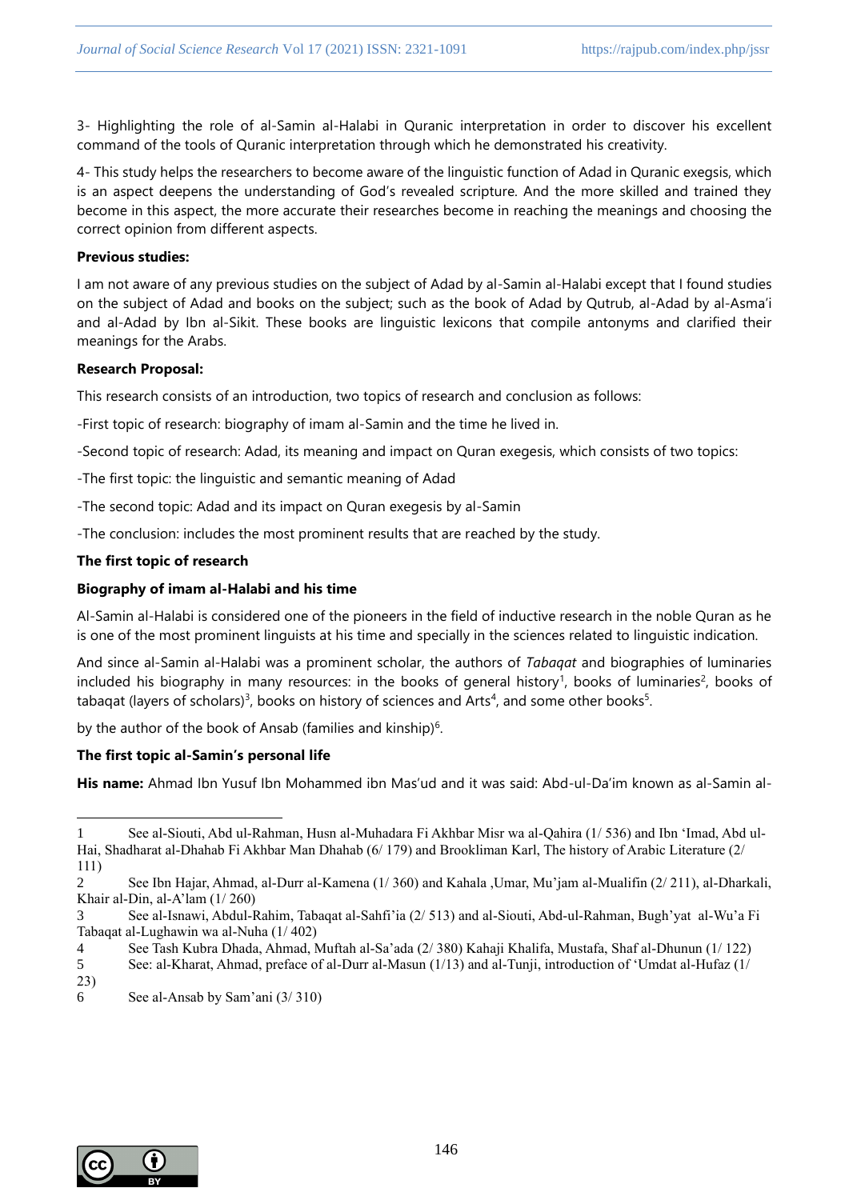3- Highlighting the role of al-Samin al-Halabi in Quranic interpretation in order to discover his excellent command of the tools of Quranic interpretation through which he demonstrated his creativity.

4- This study helps the researchers to become aware of the linguistic function of Adad in Quranic exegesis, which is an aspect deepens the understanding of God's revealed scripture. And the more skilled and trained they become in this aspect, the more accurate their researches become in reaching the meanings and choosing the correct opinion from different aspects.

**Previous studies:**

I am not aware of any previous studies on the subject of Adad by al-Samin al-Halabi except that I found studies on the subject of Adad and books on the subject; such as the book of Adad by Qutrub, al-Adad by al-Asma'i and al-Adad by Ibn al-Sikit. These books are linguistic lexicons that compile antonyms and clarified their meanings for the Arabs.

**Research Proposal:**

This research consists of an introduction, two topics of research and conclusion as follows:

-First topic of research: biography of imam al-Samin and the time he lived in.

-Second topic of research: Adad, its meaning and impact on Quran exegesis, which consists of two topics:

-The first topic: the linguistic and semantic meaning of Adad

-The second topic: Adad and its impact on Quran exegesis by al-Samin

-The conclusion: includes the most prominent results that are reached by the study.

**The first topic of research**

**Biography of imam al-Halabi and his time**

Al-Samin al-Halabi is considered one of the pioneers in the field of inductive research in the noble Quran as he is one of the most prominent linguists at his time and specially in the sciences related to linguistic indication.

And since al-Samin al-Halabi was a prominent scholar, the authors of *Tabaqat* and biographies of luminaries included his biography in many resources: in the books of general history[1], books of luminaries[2], books of tabaqat (layers of scholars)[3], books on history of sciences and Arts[4], and some other books[5].

by the author of the book of Ansab (families and kinship)[6].

**The first topic al-Samin's personal life**

**His name:** Ahmad Ibn Yusuf Ibn Mohammed ibn Mas'ud and it was said: Abd-ul-Da'im known as al-Samin al-

---

1 See al-Siouti, Abd ul-Rahman, Husn al-Muhadara Fi Akhbar Misr wa al-Qahira (1/ 536) and Ibn 'Imad, Abd ul-Hai, Shadharat al-Dhahab Fi Akhbar Man Dhahab (6/ 179) and Brookliman Karl, The history of Arabic Literature (2/ 111)

2 See Ibn Hajar, Ahmad, al-Durr al-Kamena (1/ 360) and Kahala ,Umar, Mu'jam al-Mualifin (2/ 211), al-Dharkali, Khair al-Din, al-A'lam (1/ 260)

3 See al-Isnawi, Abdul-Rahim, Tabaqat al-Sahfi'ia (2/ 513) and al-Siouti, Abd-ul-Rahman, Bugh'yat al-Wu'a Fi Tabaqat al-Lughawin wa al-Nuha (1/ 402)

4 See Tash Kubra Dhada, Ahmad, Muftah al-Sa'ada (2/ 380) Kahaji Khalifa, Mustafa, Shaf al-Dhunun (1/ 122)

5 See: al-Kharat, Ahmad, preface of al-Durr al-Masun (1/13) and al-Tunji, introduction of 'Umdat al-Hufaz (1/ 23)

6 See al-Ansab by Sam'ani (3/ 310)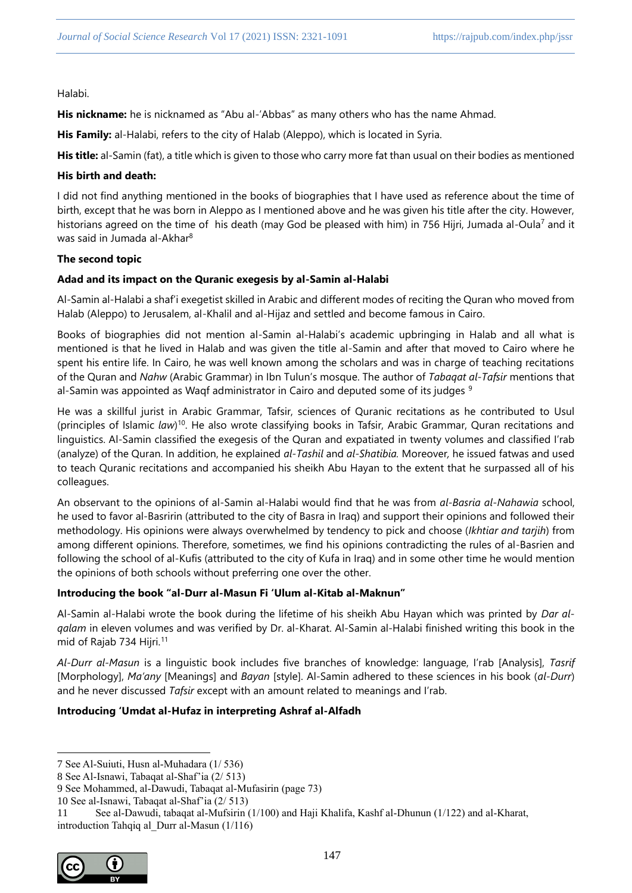Halabi.

**His nickname:** he is nicknamed as "Abu al-'Abbas" as many others who has the name Ahmad.

**His Family:** al-Halabi, refers to the city of Halab (Aleppo), which is located in Syria.

**His title:** al-Samin (fat), a title which is given to those who carry more fat than usual on their bodies as mentioned

**His birth and death:**

I did not find anything mentioned in the books of biographies that I have used as reference about the time of birth, except that he was born in Aleppo as I mentioned above and he was given his title after the city. However, historians agreed on the time of his death (may God be pleased with him) in 756 Hijri, Jumada al-Oula[7] and it was said in Jumada al-Akhar[8]

**The second topic**

**Adad and its impact on the Quranic exegesis by al-Samin al-Halabi**

Al-Samin al-Halabi a shaf'i exegetist skilled in Arabic and different modes of reciting the Quran who moved from Halab (Aleppo) to Jerusalem, al-Khalil and al-Hijaz and settled and become famous in Cairo.

Books of biographies did not mention al-Samin al-Halabi's academic upbringing in Halab and all what is mentioned is that he lived in Halab and was given the title al-Samin and after that moved to Cairo where he spent his entire life. In Cairo, he was well known among the scholars and was in charge of teaching recitations of the Quran and *Nahw* (Arabic Grammar) in Ibn Tulun's mosque. The author of *Tabaqat al-Tafsir* mentions that al-Samin was appointed as Waqf administrator in Cairo and deputed some of its judges [9]

He was a skillful jurist in Arabic Grammar, Tafsir, sciences of Quranic recitations as he contributed to Usul (principles of Islamic *law*)[10]. He also wrote classifying books in Tafsir, Arabic Grammar, Quran recitations and linguistics. Al-Samin classified the exegesis of the Quran and expatiated in twenty volumes and classified I'rab (analyze) of the Quran. In addition, he explained *al-Tashil* and *al-Shatibia.* Moreover, he issued fatwas and used to teach Quranic recitations and accompanied his sheikh Abu Hayan to the extent that he surpassed all of his colleagues.

An observant to the opinions of al-Samin al-Halabi would find that he was from *al-Basria al-Nahawia* school, he used to favor al-Basririn (attributed to the city of Basra in Iraq) and support their opinions and followed their methodology. His opinions were always overwhelmed by tendency to pick and choose (*Ikhtiar and tarjih*) from among different opinions. Therefore, sometimes, we find his opinions contradicting the rules of al-Basrien and following the school of al-Kufis (attributed to the city of Kufa in Iraq) and in some other time he would mention the opinions of both schools without preferring one over the other.

**Introducing the book "al-Durr al-Masun Fi 'Ulum al-Kitab al-Maknun"**

Al-Samin al-Halabi wrote the book during the lifetime of his sheikh Abu Hayan which was printed by *Dar al-qalam* in eleven volumes and was verified by Dr. al-Kharat. Al-Samin al-Halabi finished writing this book in the mid of Rajab 734 Hijri.[11]

*Al-Durr al-Masun* is a linguistic book includes five branches of knowledge: language, I'rab [Analysis], *Tasrif* [Morphology], *Ma'any* [Meanings] and *Bayan* [style]. Al-Samin adhered to these sciences in his book (*al-Durr*) and he never discussed *Tafsir* except with an amount related to meanings and I'rab.

**Introducing 'Umdat al-Hufaz in interpreting Ashraf al-Alfadh**

---

7 See Al-Suiuti, Husn al-Muhadara (1/ 536)

8 See Al-Isnawi, Tabaqat al-Shaf'ia (2/ 513)

9 See Mohammed, al-Dawudi, Tabaqat al-Mufasirin (page 73)

10 See al-Isnawi, Tabaqat al-Shaf'ia (2/ 513)

11 See al-Dawudi, tabaqat al-Mufsirin (1/100) and Haji Khalifa, Kashf al-Dhunun (1/122) and al-Kharat, introduction Tahqiq al_Durr al-Masun (1/116)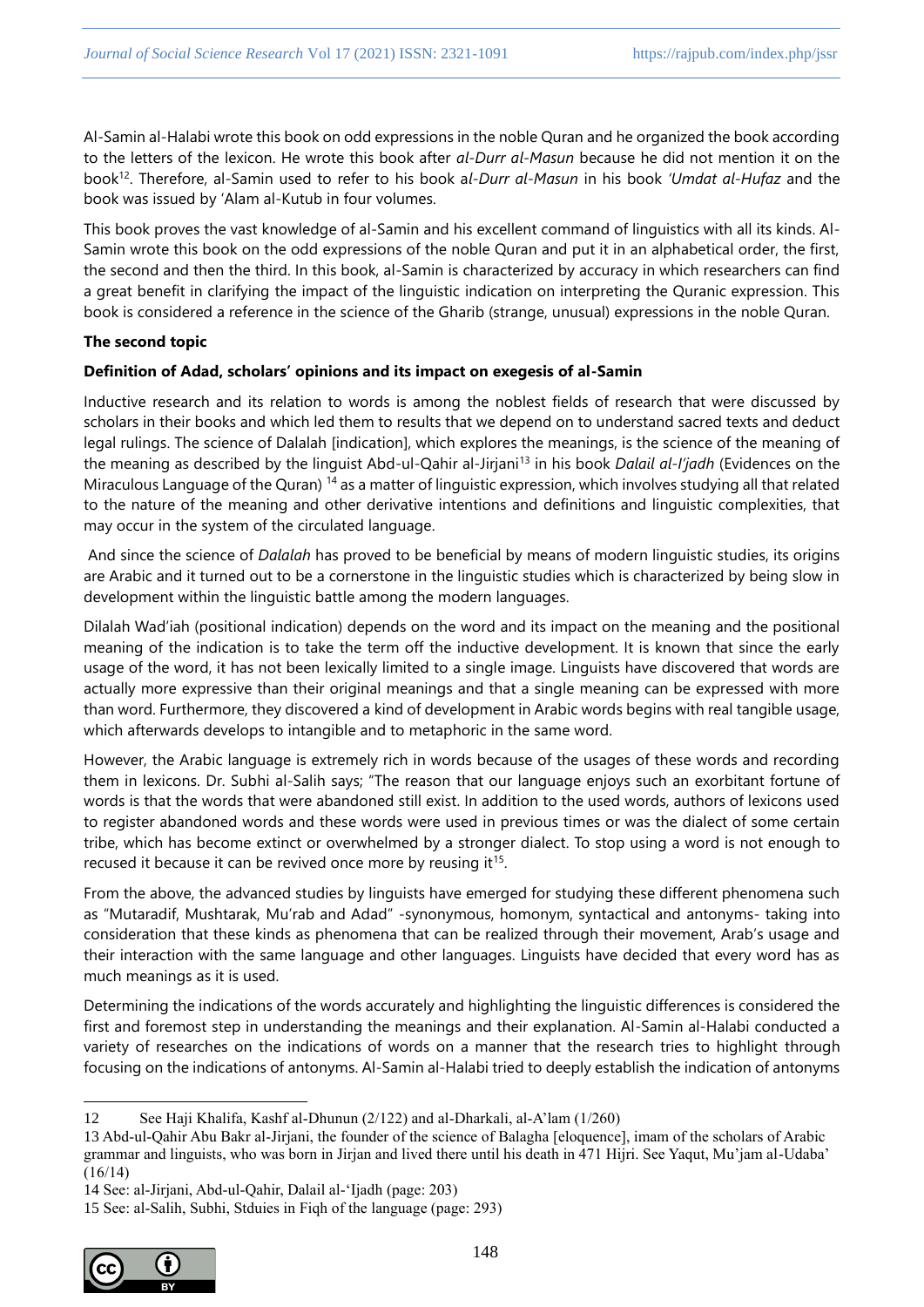Al-Samin al-Halabi wrote this book on odd expressions in the noble Quran and he organized the book according to the letters of the lexicon. He wrote this book after *al-Durr al-Masun* because he did not mention it on the book[12]. Therefore, al-Samin used to refer to his book a*l-Durr al-Masun* in his book *'Umdat al-Hufaz* and the book was issued by 'Alam al-Kutub in four volumes.

This book proves the vast knowledge of al-Samin and his excellent command of linguistics with all its kinds. Al-Samin wrote this book on the odd expressions of the noble Quran and put it in an alphabetical order, the first, the second and then the third. In this book, al-Samin is characterized by accuracy in which researchers can find a great benefit in clarifying the impact of the linguistic indication on interpreting the Quranic expression. This book is considered a reference in the science of the Gharib (strange, unusual) expressions in the noble Quran.

**The second topic**

**Definition of Adad, scholars' opinions and its impact on exegesis of al-Samin**

Inductive research and its relation to words is among the noblest fields of research that were discussed by scholars in their books and which led them to results that we depend on to understand sacred texts and deduct legal rulings. The science of Dalalah [indication], which explores the meanings, is the science of the meaning of the meaning as described by the linguist Abd-ul-Qahir al-Jirjani[13] in his book *Dalail al-I'jadh* (Evidences on the Miraculous Language of the Quran) [14] as a matter of linguistic expression, which involves studying all that related to the nature of the meaning and other derivative intentions and definitions and linguistic complexities, that may occur in the system of the circulated language.

And since the science of *Dalalah* has proved to be beneficial by means of modern linguistic studies, its origins are Arabic and it turned out to be a cornerstone in the linguistic studies which is characterized by being slow in development within the linguistic battle among the modern languages.

Dilalah Wad'iah (positional indication) depends on the word and its impact on the meaning and the positional meaning of the indication is to take the term off the inductive development. It is known that since the early usage of the word, it has not been lexically limited to a single image. Linguists have discovered that words are actually more expressive than their original meanings and that a single meaning can be expressed with more than word. Furthermore, they discovered a kind of development in Arabic words begins with real tangible usage, which afterwards develops to intangible and to metaphoric in the same word.

However, the Arabic language is extremely rich in words because of the usages of these words and recording them in lexicons. Dr. Subhi al-Salih says; "The reason that our language enjoys such an exorbitant fortune of words is that the words that were abandoned still exist. In addition to the used words, authors of lexicons used to register abandoned words and these words were used in previous times or was the dialect of some certain tribe, which has become extinct or overwhelmed by a stronger dialect. To stop using a word is not enough to recused it because it can be revived once more by reusing it[15].

From the above, the advanced studies by linguists have emerged for studying these different phenomena such as "Mutaradif, Mushtarak, Mu'rab and Adad" -synonymous, homonym, syntactical and antonyms- taking into consideration that these kinds as phenomena that can be realized through their movement, Arab's usage and their interaction with the same language and other languages. Linguists have decided that every word has as much meanings as it is used.

Determining the indications of the words accurately and highlighting the linguistic differences is considered the first and foremost step in understanding the meanings and their explanation. Al-Samin al-Halabi conducted a variety of researches on the indications of words on a manner that the research tries to highlight through focusing on the indications of antonyms. Al-Samin al-Halabi tried to deeply establish the indication of antonyms

---

12 See Haji Khalifa, Kashf al-Dhunun (2/122) and al-Dharkali, al-A'lam (1/260)

13 Abd-ul-Qahir Abu Bakr al-Jirjani, the founder of the science of Balagha [eloquence], imam of the scholars of Arabic grammar and linguists, who was born in Jirjan and lived there until his death in 471 Hijri. See Yaqut, Mu'jam al-Udaba' (16/14)

14 See: al-Jirjani, Abd-ul-Qahir, Dalail al-'Ijadh (page: 203)

15 See: al-Salih, Subhi, Stduies in Fiqh of the language (page: 293)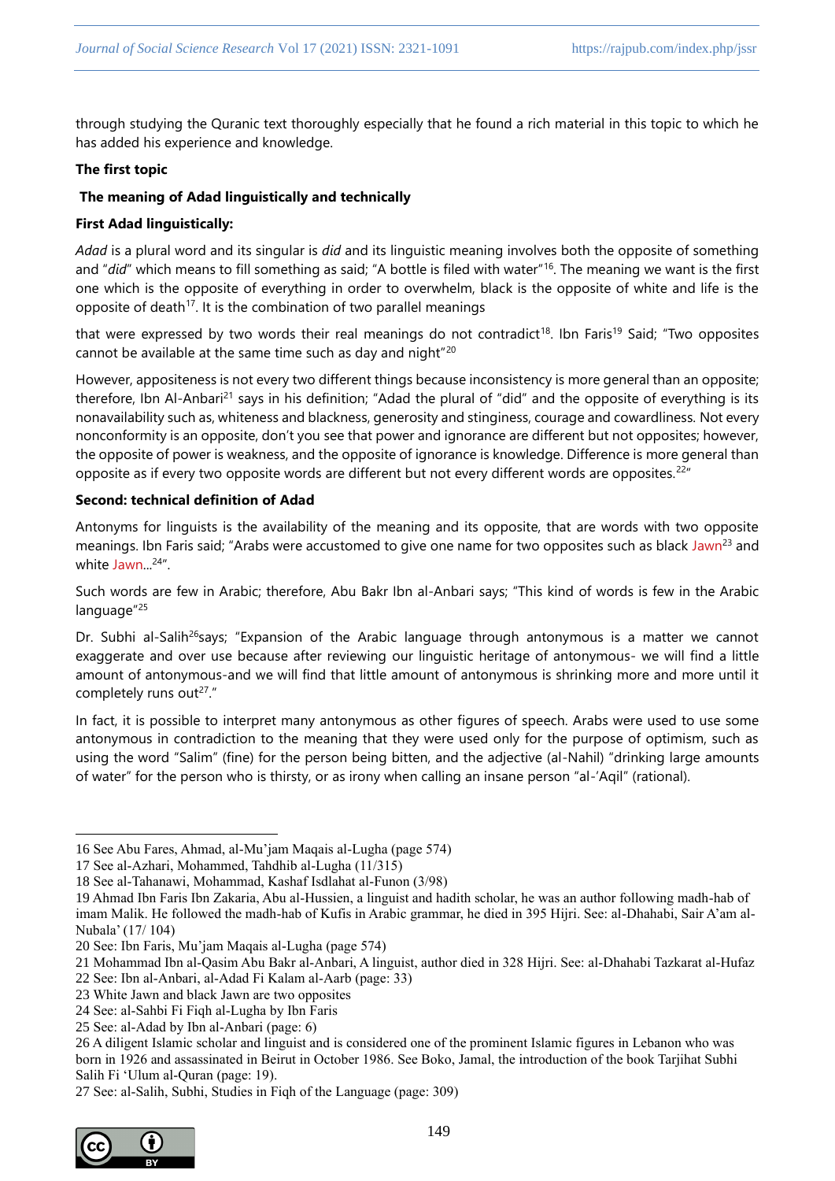through studying the Quranic text thoroughly especially that he found a rich material in this topic to which he has added his experience and knowledge.

**The first topic**

**The meaning of Adad linguistically and technically**

**First Adad linguistically:**

*Adad* is a plural word and its singular is *did* and its linguistic meaning involves both the opposite of something and "*did*" which means to fill something as said; "A bottle is filed with water"[16]. The meaning we want is the first one which is the opposite of everything in order to overwhelm, black is the opposite of white and life is the opposite of death[17]. It is the combination of two parallel meanings

that were expressed by two words their real meanings do not contradict[18]. Ibn Faris[19] Said; "Two opposites cannot be available at the same time such as day and night"[20]

However, appositeness is not every two different things because inconsistency is more general than an opposite; therefore, Ibn Al-Anbari[21] says in his definition; "Adad the plural of "did" and the opposite of everything is its nonavailability such as, whiteness and blackness, generosity and stinginess, courage and cowardliness. Not every nonconformity is an opposite, don't you see that power and ignorance are different but not opposites; however, the opposite of power is weakness, and the opposite of ignorance is knowledge. Difference is more general than opposite as if every two opposite words are different but not every different words are opposites.[22]"

**Second: technical definition of Adad**

Antonyms for linguists is the availability of the meaning and its opposite, that are words with two opposite meanings. Ibn Faris said; "Arabs were accustomed to give one name for two opposites such as black Jawn[23] and white Jawn...[24]".

Such words are few in Arabic; therefore, Abu Bakr Ibn al-Anbari says; "This kind of words is few in the Arabic language"[25]

Dr. Subhi al-Salih[26]says; "Expansion of the Arabic language through antonymous is a matter we cannot exaggerate and over use because after reviewing our linguistic heritage of antonymous- we will find a little amount of antonymous-and we will find that little amount of antonymous is shrinking more and more until it completely runs out[27]."

In fact, it is possible to interpret many antonymous as other figures of speech. Arabs were used to use some antonymous in contradiction to the meaning that they were used only for the purpose of optimism, such as using the word "Salim" (fine) for the person being bitten, and the adjective (al-Nahil) "drinking large amounts of water" for the person who is thirsty, or as irony when calling an insane person "al-'Aqil" (rational).

---

16 See Abu Fares, Ahmad, al-Mu'jam Maqais al-Lugha (page 574)

17 See al-Azhari, Mohammed, Tahdhib al-Lugha (11/315)

18 See al-Tahanawi, Mohammad, Kashaf Isdlahat al-Funon (3/98)

19 Ahmad Ibn Faris Ibn Zakaria, Abu al-Hussien, a linguist and hadith scholar, he was an author following madh-hab of imam Malik. He followed the madh-hab of Kufis in Arabic grammar, he died in 395 Hijri. See: al-Dhahabi, Sair A'am al-Nubala' (17/ 104)

20 See: Ibn Faris, Mu'jam Maqais al-Lugha (page 574)

21 Mohammad Ibn al-Qasim Abu Bakr al-Anbari, A linguist, author died in 328 Hijri. See: al-Dhahabi Tazkarat al-Hufaz

22 See: Ibn al-Anbari, al-Adad Fi Kalam al-Aarb (page: 33)

23 White Jawn and black Jawn are two opposites

24 See: al-Sahbi Fi Fiqh al-Lugha by Ibn Faris

25 See: al-Adad by Ibn al-Anbari (page: 6)

26 A diligent Islamic scholar and linguist and is considered one of the prominent Islamic figures in Lebanon who was born in 1926 and assassinated in Beirut in October 1986. See Boko, Jamal, the introduction of the book Tarjihat Subhi Salih Fi 'Ulum al-Quran (page: 19).

27 See: al-Salih, Subhi, Studies in Fiqh of the Language (page: 309)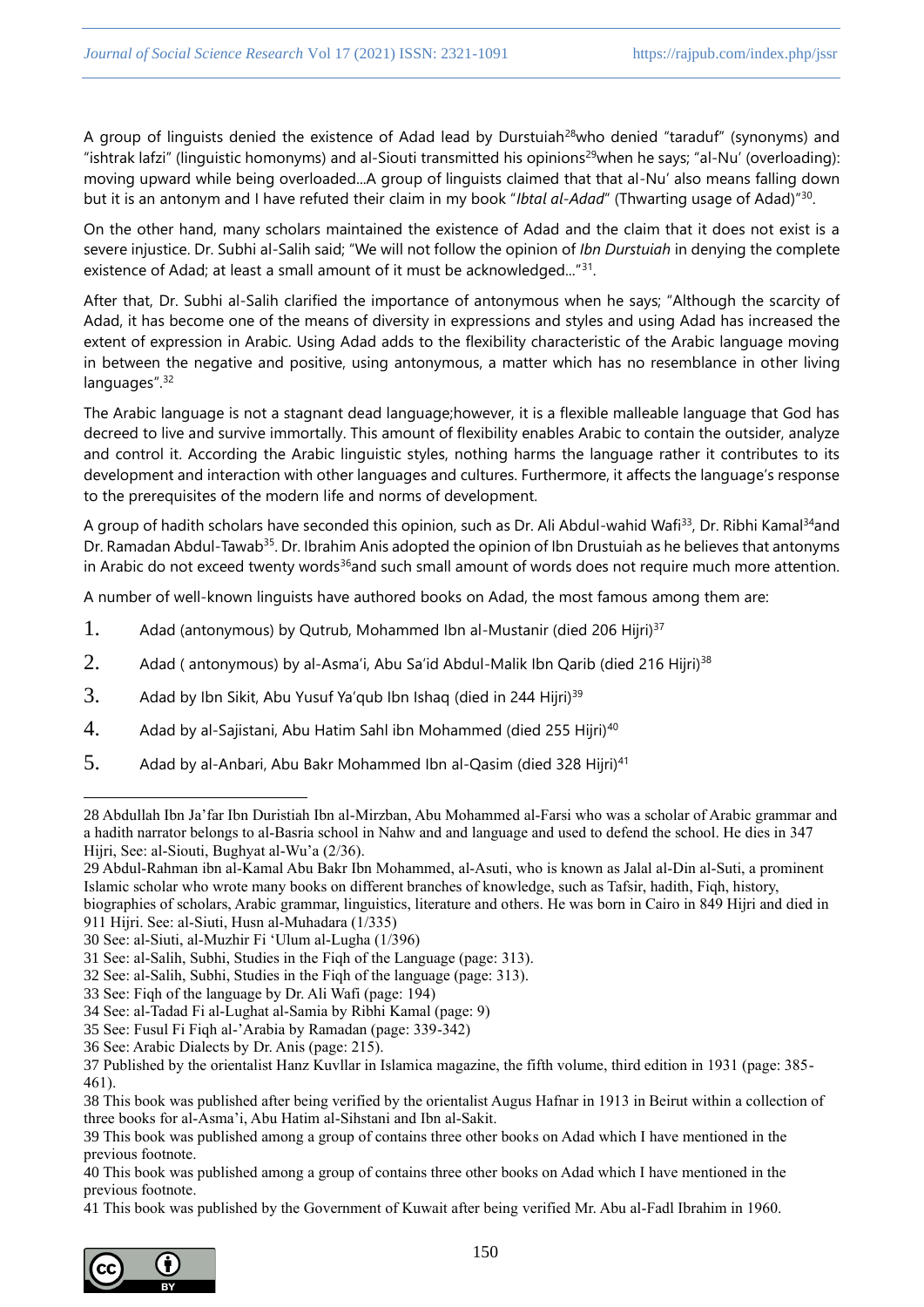A group of linguists denied the existence of Adad lead by Durstuiah[28]who denied "taraduf" (synonyms) and "ishtrak lafzi" (linguistic homonyms) and al-Siouti transmitted his opinions[29]when he says; "al-Nu' (overloading): moving upward while being overloaded...A group of linguists claimed that that al-Nu' also means falling down but it is an antonym and I have refuted their claim in my book "*Ibtal al-Adad*" (Thwarting usage of Adad)"[30].

On the other hand, many scholars maintained the existence of Adad and the claim that it does not exist is a severe injustice. Dr. Subhi al-Salih said; "We will not follow the opinion of *Ibn Durstuiah* in denying the complete existence of Adad; at least a small amount of it must be acknowledged..."[31].

After that, Dr. Subhi al-Salih clarified the importance of antonymous when he says; "Although the scarcity of Adad, it has become one of the means of diversity in expressions and styles and using Adad has increased the extent of expression in Arabic. Using Adad adds to the flexibility characteristic of the Arabic language moving in between the negative and positive, using antonymous, a matter which has no resemblance in other living languages".[32]

The Arabic language is not a stagnant dead language;however, it is a flexible malleable language that God has decreed to live and survive immortally. This amount of flexibility enables Arabic to contain the outsider, analyze and control it. According the Arabic linguistic styles, nothing harms the language rather it contributes to its development and interaction with other languages and cultures. Furthermore, it affects the language's response to the prerequisites of the modern life and norms of development.

A group of hadith scholars have seconded this opinion, such as Dr. Ali Abdul-wahid Wafi[33], Dr. Ribhi Kamal[34]and Dr. Ramadan Abdul-Tawab[35]. Dr. Ibrahim Anis adopted the opinion of Ibn Drustuiah as he believes that antonyms in Arabic do not exceed twenty words[36]and such small amount of words does not require much more attention.

A number of well-known linguists have authored books on Adad, the most famous among them are:

1. Adad (antonymous) by Qutrub, Mohammed Ibn al-Mustanir (died 206 Hijri)[37]
2. Adad ( antonymous) by al-Asma'i, Abu Sa'id Abdul-Malik Ibn Qarib (died 216 Hijri)[38]
3. Adad by Ibn Sikit, Abu Yusuf Ya'qub Ibn Ishaq (died in 244 Hijri)[39]
4. Adad by al-Sajistani, Abu Hatim Sahl ibn Mohammed (died 255 Hijri)[40]
5. Adad by al-Anbari, Abu Bakr Mohammed Ibn al-Qasim (died 328 Hijri)[41]

---

28 Abdullah Ibn Ja'far Ibn Duristiah Ibn al-Mirzban, Abu Mohammed al-Farsi who was a scholar of Arabic grammar and a hadith narrator belongs to al-Basria school in Nahw and and language and used to defend the school. He dies in 347 Hijri, See: al-Siouti, Bughyat al-Wu'a (2/36).

29 Abdul-Rahman ibn al-Kamal Abu Bakr Ibn Mohammed, al-Asuti, who is known as Jalal al-Din al-Suti, a prominent Islamic scholar who wrote many books on different branches of knowledge, such as Tafsir, hadith, Fiqh, history, biographies of scholars, Arabic grammar, linguistics, literature and others. He was born in Cairo in 849 Hijri and died in 911 Hijri. See: al-Siuti, Husn al-Muhadara (1/335)

30 See: al-Siuti, al-Muzhir Fi 'Ulum al-Lugha (1/396)

31 See: al-Salih, Subhi, Studies in the Fiqh of the Language (page: 313).

32 See: al-Salih, Subhi, Studies in the Fiqh of the language (page: 313).

33 See: Fiqh of the language by Dr. Ali Wafi (page: 194)

34 See: al-Tadad Fi al-Lughat al-Samia by Ribhi Kamal (page: 9)

35 See: Fusul Fi Fiqh al-'Arabia by Ramadan (page: 339-342)

36 See: Arabic Dialects by Dr. Anis (page: 215).

37 Published by the orientalist Hanz Kuvllar in Islamica magazine, the fifth volume, third edition in 1931 (page: 385-461).

38 This book was published after being verified by the orientalist Augus Hafnar in 1913 in Beirut within a collection of three books for al-Asma'i, Abu Hatim al-Sihstani and Ibn al-Sakit.

39 This book was published among a group of contains three other books on Adad which I have mentioned in the previous footnote.

40 This book was published among a group of contains three other books on Adad which I have mentioned in the previous footnote.

41 This book was published by the Government of Kuwait after being verified Mr. Abu al-Fadl Ibrahim in 1960.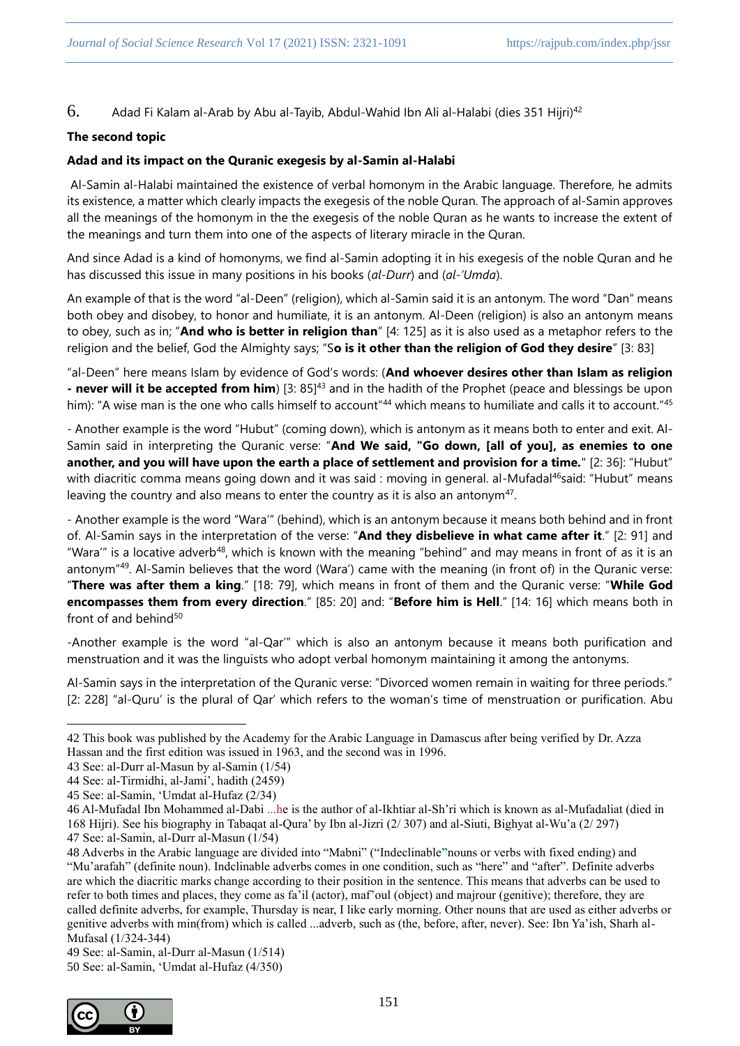6. Adad Fi Kalam al-Arab by Abu al-Tayib, Abdul-Wahid Ibn Ali al-Halabi (dies 351 Hijri)[42]

**The second topic**

**Adad and its impact on the Quranic exegesis by al-Samin al-Halabi**

Al-Samin al-Halabi maintained the existence of verbal homonym in the Arabic language. Therefore, he admits its existence, a matter which clearly impacts the exegesis of the noble Quran. The approach of al-Samin approves all the meanings of the homonym in the the exegesis of the noble Quran as he wants to increase the extent of the meanings and turn them into one of the aspects of literary miracle in the Quran.

And since Adad is a kind of homonyms, we find al-Samin adopting it in his exegesis of the noble Quran and he has discussed this issue in many positions in his books (*al-Durr*) and (*al-'Umda*).

An example of that is the word "al-Deen" (religion), which al-Samin said it is an antonym. The word "Dan" means both obey and disobey, to honor and humiliate, it is an antonym. Al-Deen (religion) is also an antonym means to obey, such as in; "**And who is better in religion than**" [4: 125] as it is also used as a metaphor refers to the religion and the belief, God the Almighty says; "S**o is it other than the religion of God they desire**" [3: 83]

"al-Deen" here means Islam by evidence of God's words: (**And whoever desires other than Islam as religion - never will it be accepted from him**) [3: 85][43] and in the hadith of the Prophet (peace and blessings be upon him): "A wise man is the one who calls himself to account"[44] which means to humiliate and calls it to account."[45]

- Another example is the word "Hubut" (coming down), which is antonym as it means both to enter and exit. Al-Samin said in interpreting the Quranic verse: "**And We said, "Go down, [all of you], as enemies to one another, and you will have upon the earth a place of settlement and provision for a time.**" [2: 36]: "Hubut" with diacritic comma means going down and it was said : moving in general. al-Mufadal[46]said: "Hubut" means leaving the country and also means to enter the country as it is also an antonym[47].

- Another example is the word "Wara'" (behind), which is an antonym because it means both behind and in front of. Al-Samin says in the interpretation of the verse: "**And they disbelieve in what came after it**." [2: 91] and "Wara'" is a locative adverb[48], which is known with the meaning "behind" and may means in front of as it is an antonym"[49]. Al-Samin believes that the word (Wara') came with the meaning (in front of) in the Quranic verse: "**There was after them a king**." [18: 79], which means in front of them and the Quranic verse: "**While God encompasses them from every direction**." [85: 20] and: "**Before him is Hell**." [14: 16] which means both in front of and behind[50]

-Another example is the word "al-Qar'" which is also an antonym because it means both purification and menstruation and it was the linguists who adopt verbal homonym maintaining it among the antonyms.

Al-Samin says in the interpretation of the Quranic verse: "Divorced women remain in waiting for three periods." [2: 228] "al-Quru' is the plural of Qar' which refers to the woman's time of menstruation or purification. Abu

---

42 This book was published by the Academy for the Arabic Language in Damascus after being verified by Dr. Azza Hassan and the first edition was issued in 1963, and the second was in 1996.

43 See: al-Durr al-Masun by al-Samin (1/54)

44 See: al-Tirmidhi, al-Jami', hadith (2459)

45 See: al-Samin, 'Umdat al-Hufaz (2/34)

46 Al-Mufadal Ibn Mohammed al-Dabi ...he is the author of al-Ikhtiar al-Sh'ri which is known as al-Mufadaliat (died in 168 Hijri). See his biography in Tabaqat al-Qura' by Ibn al-Jizri (2/ 307) and al-Siuti, Bighyat al-Wu'a (2/ 297)

47 See: al-Samin, al-Durr al-Masun (1/54)

48 Adverbs in the Arabic language are divided into "Mabni" ("Indeclinable"nouns or verbs with fixed ending) and "Mu'arafah" (definite noun). Indclinable adverbs comes in one condition, such as "here" and "after". Definite adverbs are which the diacritic marks change according to their position in the sentence. This means that adverbs can be used to refer to both times and places, they come as fa'il (actor), maf'oul (object) and majrour (genitive); therefore, they are called definite adverbs, for example, Thursday is near, I like early morning. Other nouns that are used as either adverbs or genitive adverbs with min(from) which is called ...adverb, such as (the, before, after, never). See: Ibn Ya'ish, Sharh al-Mufasal (1/324-344)

49 See: al-Samin, al-Durr al-Masun (1/514)

50 See: al-Samin, 'Umdat al-Hufaz (4/350)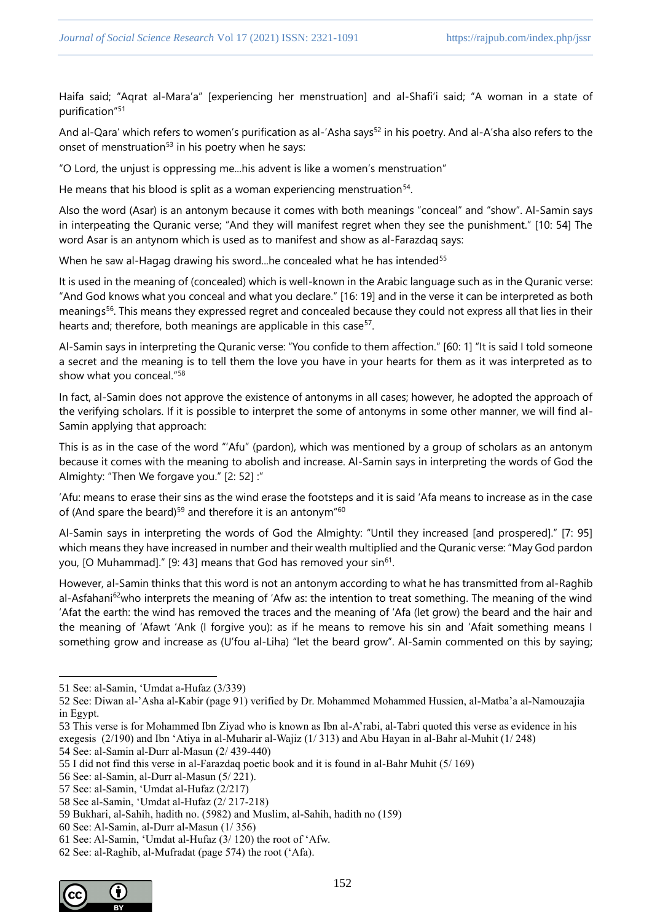Haifa said; "Aqrat al-Mara'a" [experiencing her menstruation] and al-Shafi'i said; "A woman in a state of purification"[51]

And al-Qara' which refers to women's purification as al-'Asha says[52] in his poetry. And al-A'sha also refers to the onset of menstruation[53] in his poetry when he says:

"O Lord, the unjust is oppressing me...his advent is like a women's menstruation"

He means that his blood is split as a woman experiencing menstruation[54].

Also the word (Asar) is an antonym because it comes with both meanings "conceal" and "show". Al-Samin says in interpeating the Quranic verse; "And they will manifest regret when they see the punishment." [10: 54] The word Asar is an antynom which is used as to manifest and show as al-Farazdaq says:

When he saw al-Hagag drawing his sword...he concealed what he has intended[55]

It is used in the meaning of (concealed) which is well-known in the Arabic language such as in the Quranic verse: "And God knows what you conceal and what you declare." [16: 19] and in the verse it can be interpreted as both meanings[56]. This means they expressed regret and concealed because they could not express all that lies in their hearts and; therefore, both meanings are applicable in this case[57].

Al-Samin says in interpreting the Quranic verse: "You confide to them affection." [60: 1] "It is said I told someone a secret and the meaning is to tell them the love you have in your hearts for them as it was interpreted as to show what you conceal."[58]

In fact, al-Samin does not approve the existence of antonyms in all cases; however, he adopted the approach of the verifying scholars. If it is possible to interpret the some of antonyms in some other manner, we will find al-Samin applying that approach:

This is as in the case of the word "'Afu" (pardon), which was mentioned by a group of scholars as an antonym because it comes with the meaning to abolish and increase. Al-Samin says in interpreting the words of God the Almighty: "Then We forgave you." [2: 52] :"

'Afu: means to erase their sins as the wind erase the footsteps and it is said 'Afa means to increase as in the case of (And spare the beard)[59] and therefore it is an antonym"[60]

Al-Samin says in interpreting the words of God the Almighty: "Until they increased [and prospered]." [7: 95] which means they have increased in number and their wealth multiplied and the Quranic verse: "May God pardon you, [O Muhammad]." [9: 43] means that God has removed your sin[61].

However, al-Samin thinks that this word is not an antonym according to what he has transmitted from al-Raghib al-Asfahani[62]who interprets the meaning of 'Afw as: the intention to treat something. The meaning of the wind 'Afat the earth: the wind has removed the traces and the meaning of 'Afa (let grow) the beard and the hair and the meaning of 'Afawt 'Ank (I forgive you): as if he means to remove his sin and 'Afait something means I something grow and increase as (U'fou al-Liha) "let the beard grow". Al-Samin commented on this by saying;

---

51 See: al-Samin, 'Umdat a-Hufaz (3/339)

52 See: Diwan al-'Asha al-Kabir (page 91) verified by Dr. Mohammed Mohammed Hussien, al-Matba'a al-Namouzajia in Egypt.

53 This verse is for Mohammed Ibn Ziyad who is known as Ibn al-A'rabi, al-Tabri quoted this verse as evidence in his exegesis (2/190) and Ibn 'Atiya in al-Muharir al-Wajiz (1/ 313) and Abu Hayan in al-Bahr al-Muhit (1/ 248)

54 See: al-Samin al-Durr al-Masun (2/ 439-440)

55 I did not find this verse in al-Farazdaq poetic book and it is found in al-Bahr Muhit (5/ 169)

56 See: al-Samin, al-Durr al-Masun (5/ 221).

57 See: al-Samin, 'Umdat al-Hufaz (2/217)

58 See al-Samin, 'Umdat al-Hufaz (2/ 217-218)

59 Bukhari, al-Sahih, hadith no. (5982) and Muslim, al-Sahih, hadith no (159)

60 See: Al-Samin, al-Durr al-Masun (1/ 356)

61 See: Al-Samin, 'Umdat al-Hufaz (3/ 120) the root of 'Afw.

62 See: al-Raghib, al-Mufradat (page 574) the root ('Afa).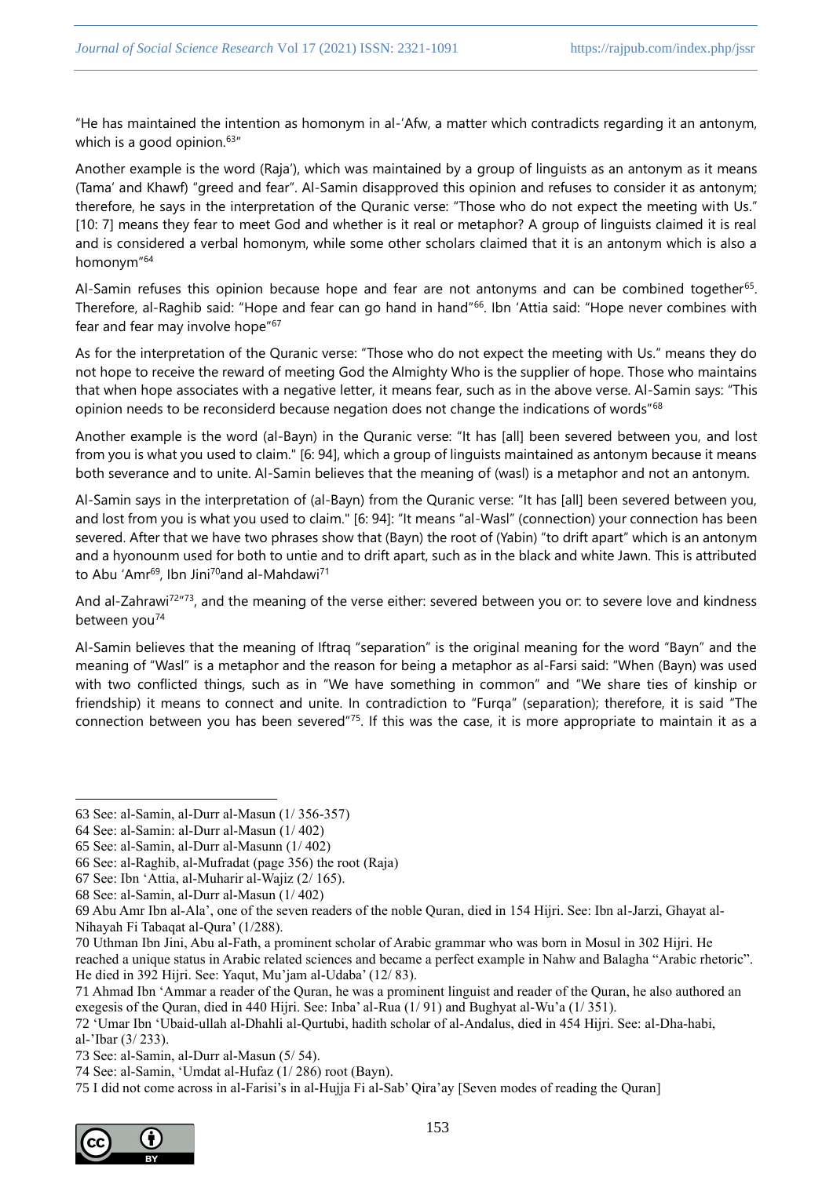"He has maintained the intention as homonym in al-'Afw, a matter which contradicts regarding it an antonym, which is a good opinion.[63]"

Another example is the word (Raja'), which was maintained by a group of linguists as an antonym as it means (Tama' and Khawf) "greed and fear". Al-Samin disapproved this opinion and refuses to consider it as antonym; therefore, he says in the interpretation of the Quranic verse: "Those who do not expect the meeting with Us." [10: 7] means they fear to meet God and whether is it real or metaphor? A group of linguists claimed it is real and is considered a verbal homonym, while some other scholars claimed that it is an antonym which is also a homonym"[64]

Al-Samin refuses this opinion because hope and fear are not antonyms and can be combined together[65]. Therefore, al-Raghib said: "Hope and fear can go hand in hand"[66]. Ibn 'Attia said: "Hope never combines with fear and fear may involve hope"[67]

As for the interpretation of the Quranic verse: "Those who do not expect the meeting with Us." means they do not hope to receive the reward of meeting God the Almighty Who is the supplier of hope. Those who maintains that when hope associates with a negative letter, it means fear, such as in the above verse. Al-Samin says: "This opinion needs to be reconsiderd because negation does not change the indications of words"[68]

Another example is the word (al-Bayn) in the Quranic verse: "It has [all] been severed between you, and lost from you is what you used to claim." [6: 94], which a group of linguists maintained as antonym because it means both severance and to unite. Al-Samin believes that the meaning of (wasl) is a metaphor and not an antonym.

Al-Samin says in the interpretation of (al-Bayn) from the Quranic verse: "It has [all] been severed between you, and lost from you is what you used to claim." [6: 94]: "It means "al-Wasl" (connection) your connection has been severed. After that we have two phrases show that (Bayn) the root of (Yabin) "to drift apart" which is an antonym and a hyonounm used for both to untie and to drift apart, such as in the black and white Jawn. This is attributed to Abu 'Amr[69], Ibn Jini[70]and al-Mahdawi[71]

And al-Zahrawi[72]"[73], and the meaning of the verse either: severed between you or: to severe love and kindness between you[74]

Al-Samin believes that the meaning of Iftraq "separation" is the original meaning for the word "Bayn" and the meaning of "Wasl" is a metaphor and the reason for being a metaphor as al-Farsi said: "When (Bayn) was used with two conflicted things, such as in "We have something in common" and "We share ties of kinship or friendship) it means to connect and unite. In contradiction to "Furqa" (separation); therefore, it is said "The connection between you has been severed"[75]. If this was the case, it is more appropriate to maintain it as a

---

63 See: al-Samin, al-Durr al-Masun (1/ 356-357)

64 See: al-Samin: al-Durr al-Masun (1/ 402)

65 See: al-Samin, al-Durr al-Masunn (1/ 402)

66 See: al-Raghib, al-Mufradat (page 356) the root (Raja)

67 See: Ibn 'Attia, al-Muharir al-Wajiz (2/ 165).

68 See: al-Samin, al-Durr al-Masun (1/ 402)

69 Abu Amr Ibn al-Ala', one of the seven readers of the noble Quran, died in 154 Hijri. See: Ibn al-Jarzi, Ghayat al-Nihayah Fi Tabaqat al-Qura' (1/288).

70 Uthman Ibn Jini, Abu al-Fath, a prominent scholar of Arabic grammar who was born in Mosul in 302 Hijri. He reached a unique status in Arabic related sciences and became a perfect example in Nahw and Balagha "Arabic rhetoric". He died in 392 Hijri. See: Yaqut, Mu'jam al-Udaba' (12/ 83).

71 Ahmad Ibn 'Ammar a reader of the Quran, he was a prominent linguist and reader of the Quran, he also authored an exegesis of the Quran, died in 440 Hijri. See: Inba' al-Rua (1/ 91) and Bughyat al-Wu'a (1/ 351).

72 'Umar Ibn 'Ubaid-ullah al-Dhahli al-Qurtubi, hadith scholar of al-Andalus, died in 454 Hijri. See: al-Dha-habi, al-'Ibar (3/ 233).

73 See: al-Samin, al-Durr al-Masun (5/ 54).

74 See: al-Samin, 'Umdat al-Hufaz (1/ 286) root (Bayn).

75 I did not come across in al-Farisi's in al-Hujja Fi al-Sab' Qira'ay [Seven modes of reading the Quran]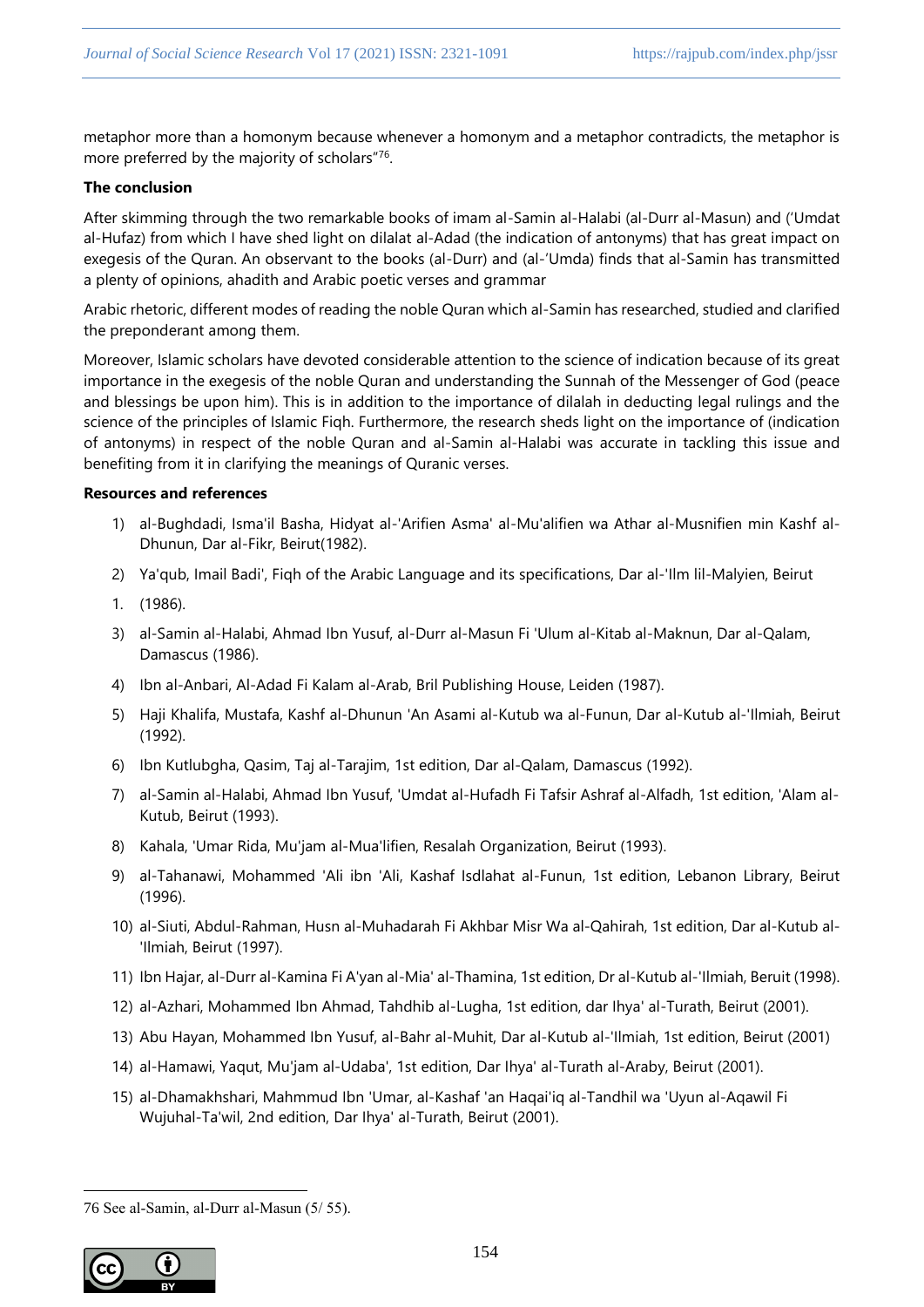metaphor more than a homonym because whenever a homonym and a metaphor contradicts, the metaphor is more preferred by the majority of scholars"[76].

**The conclusion**

After skimming through the two remarkable books of imam al-Samin al-Halabi (al-Durr al-Masun) and ('Umdat al-Hufaz) from which I have shed light on dilalat al-Adad (the indication of antonyms) that has great impact on exegesis of the Quran. An observant to the books (al-Durr) and (al-'Umda) finds that al-Samin has transmitted a plenty of opinions, ahadith and Arabic poetic verses and grammar

Arabic rhetoric, different modes of reading the noble Quran which al-Samin has researched, studied and clarified the preponderant among them.

Moreover, Islamic scholars have devoted considerable attention to the science of indication because of its great importance in the exegesis of the noble Quran and understanding the Sunnah of the Messenger of God (peace and blessings be upon him). This is in addition to the importance of dilalah in deducting legal rulings and the science of the principles of Islamic Fiqh. Furthermore, the research sheds light on the importance of (indication of antonyms) in respect of the noble Quran and al-Samin al-Halabi was accurate in tackling this issue and benefiting from it in clarifying the meanings of Quranic verses.

**Resources and references**

1) al-Bughdadi, Isma'il Basha, Hidyat al-'Arifien Asma' al-Mu'alifien wa Athar al-Musnifien min Kashf al-Dhunun, Dar al-Fikr, Beirut(1982).
2) Ya'qub, Imail Badi', Fiqh of the Arabic Language and its specifications, Dar al-'Ilm lil-Malyien, Beirut
1. (1986).
3) al-Samin al-Halabi, Ahmad Ibn Yusuf, al-Durr al-Masun Fi 'Ulum al-Kitab al-Maknun, Dar al-Qalam, Damascus (1986).
4) Ibn al-Anbari, Al-Adad Fi Kalam al-Arab, Bril Publishing House, Leiden (1987).
5) Haji Khalifa, Mustafa, Kashf al-Dhunun 'An Asami al-Kutub wa al-Funun, Dar al-Kutub al-'Ilmiah, Beirut (1992).
6) Ibn Kutlubgha, Qasim, Taj al-Tarajim, 1st edition, Dar al-Qalam, Damascus (1992).
7) al-Samin al-Halabi, Ahmad Ibn Yusuf, 'Umdat al-Hufadh Fi Tafsir Ashraf al-Alfadh, 1st edition, 'Alam al-Kutub, Beirut (1993).
8) Kahala, 'Umar Rida, Mu'jam al-Mua'lifien, Resalah Organization, Beirut (1993).
9) al-Tahanawi, Mohammed 'Ali ibn 'Ali, Kashaf Isdlahat al-Funun, 1st edition, Lebanon Library, Beirut (1996).
10) al-Siuti, Abdul-Rahman, Husn al-Muhadarah Fi Akhbar Misr Wa al-Qahirah, 1st edition, Dar al-Kutub al-'Ilmiah, Beirut (1997).
11) Ibn Hajar, al-Durr al-Kamina Fi A'yan al-Mia' al-Thamina, 1st edition, Dr al-Kutub al-'Ilmiah, Beruit (1998).
12) al-Azhari, Mohammed Ibn Ahmad, Tahdhib al-Lugha, 1st edition, dar Ihya' al-Turath, Beirut (2001).
13) Abu Hayan, Mohammed Ibn Yusuf, al-Bahr al-Muhit, Dar al-Kutub al-'Ilmiah, 1st edition, Beirut (2001)
14) al-Hamawi, Yaqut, Mu'jam al-Udaba', 1st edition, Dar Ihya' al-Turath al-Araby, Beirut (2001).
15) al-Dhamakhshari, Mahmmud Ibn 'Umar, al-Kashaf 'an Haqai'iq al-Tandhil wa 'Uyun al-Aqawil Fi Wujuhal-Ta'wil, 2nd edition, Dar Ihya' al-Turath, Beirut (2001).

76 See al-Samin, al-Durr al-Masun (5/ 55).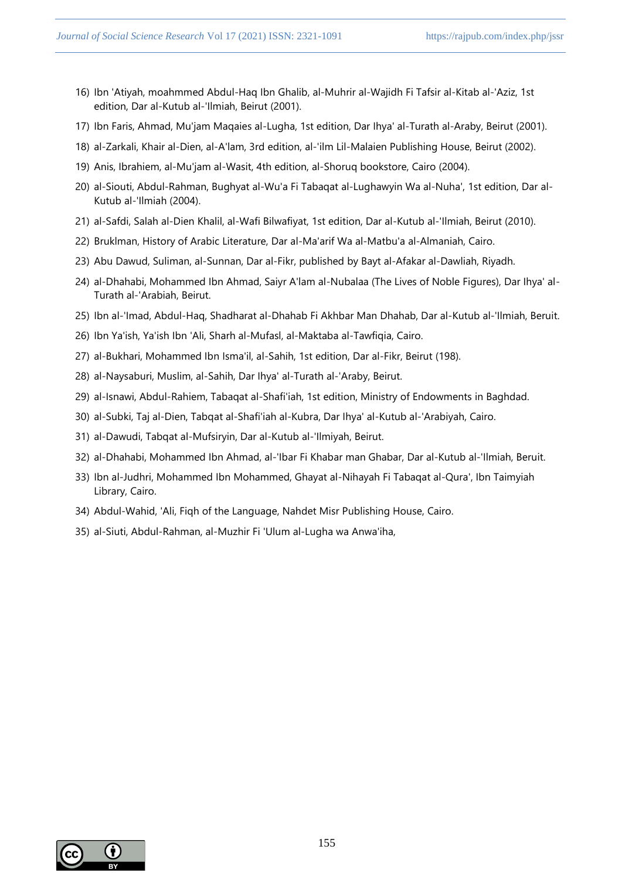16) Ibn 'Atiyah, moahmmed Abdul-Haq Ibn Ghalib, al-Muhrir al-Wajidh Fi Tafsir al-Kitab al-'Aziz, 1st edition, Dar al-Kutub al-'Ilmiah, Beirut (2001).
17) Ibn Faris, Ahmad, Mu'jam Maqaies al-Lugha, 1st edition, Dar Ihya' al-Turath al-Araby, Beirut (2001).
18) al-Zarkali, Khair al-Dien, al-A'lam, 3rd edition, al-'ilm Lil-Malaien Publishing House, Beirut (2002).
19) Anis, Ibrahiem, al-Mu'jam al-Wasit, 4th edition, al-Shoruq bookstore, Cairo (2004).
20) al-Siouti, Abdul-Rahman, Bughyat al-Wu'a Fi Tabaqat al-Lughawyin Wa al-Nuha', 1st edition, Dar al-Kutub al-'Ilmiah (2004).
21) al-Safdi, Salah al-Dien Khalil, al-Wafi Bilwafiyat, 1st edition, Dar al-Kutub al-'Ilmiah, Beirut (2010).
22) Bruklman, History of Arabic Literature, Dar al-Ma'arif Wa al-Matbu'a al-Almaniah, Cairo.
23) Abu Dawud, Suliman, al-Sunnan, Dar al-Fikr, published by Bayt al-Afakar al-Dawliah, Riyadh.
24) al-Dhahabi, Mohammed Ibn Ahmad, Saiyr A'lam al-Nubalaa (The Lives of Noble Figures), Dar Ihya' al-Turath al-'Arabiah, Beirut.
25) Ibn al-'Imad, Abdul-Haq, Shadharat al-Dhahab Fi Akhbar Man Dhahab, Dar al-Kutub al-'Ilmiah, Beruit.
26) Ibn Ya'ish, Ya'ish Ibn 'Ali, Sharh al-Mufasl, al-Maktaba al-Tawfiqia, Cairo.
27) al-Bukhari, Mohammed Ibn Isma'il, al-Sahih, 1st edition, Dar al-Fikr, Beirut (198).
28) al-Naysaburi, Muslim, al-Sahih, Dar Ihya' al-Turath al-'Araby, Beirut.
29) al-Isnawi, Abdul-Rahiem, Tabaqat al-Shafi'iah, 1st edition, Ministry of Endowments in Baghdad.
30) al-Subki, Taj al-Dien, Tabqat al-Shafi'iah al-Kubra, Dar Ihya' al-Kutub al-'Arabiyah, Cairo.
31) al-Dawudi, Tabqat al-Mufsiryin, Dar al-Kutub al-'Ilmiyah, Beirut.
32) al-Dhahabi, Mohammed Ibn Ahmad, al-'Ibar Fi Khabar man Ghabar, Dar al-Kutub al-'Ilmiah, Beruit.
33) Ibn al-Judhri, Mohammed Ibn Mohammed, Ghayat al-Nihayah Fi Tabaqat al-Qura', Ibn Taimyiah Library, Cairo.
34) Abdul-Wahid, 'Ali, Fiqh of the Language, Nahdet Misr Publishing House, Cairo.
35) al-Siuti, Abdul-Rahman, al-Muzhir Fi 'Ulum al-Lugha wa Anwa'iha,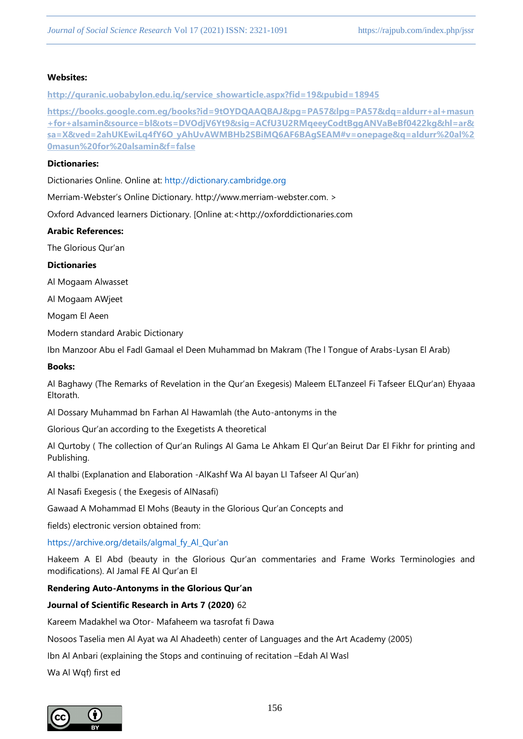**Websites:**

http://quranic.uobabylon.edu.iq/service_showarticle.aspx?fid=19&pubid=18945

https://books.google.com.eg/books?id=9tOYDQAAQBAJ&pg=PA57&lpg=PA57&dq=aldurr+al+masun+for+alsamin&source=bl&ots=DVOdjV6Yt9&sig=ACfU3U2RMqeeyCodtBggANVaBeBf0422kg&hl=ar&sa=X&ved=2ahUKEwiLq4fY6O_yAhUvAWMBHb2SBiMQ6AF6BAgSEAM#v=onepage&q=aldurr%20al%20masun%20for%20alsamin&f=false

**Dictionaries:**

Dictionaries Online. Online at: http://dictionary.cambridge.org

Merriam-Webster's Online Dictionary. http://www.merriam-webster.com. >

Oxford Advanced learners Dictionary. [Online at:<http://oxforddictionaries.com

**Arabic References:**

The Glorious Qur'an

**Dictionaries**

Al Mogaam Alwasset

Al Mogaam AWjeet

Mogam El Aeen

Modern standard Arabic Dictionary

Ibn Manzoor Abu el Fadl Gamaal el Deen Muhammad bn Makram (The l Tongue of Arabs-Lysan El Arab)

**Books:**

Al Baghawy (The Remarks of Revelation in the Qur'an Exegesis) Maleem ELTanzeel Fi Tafseer ELQur'an) Ehyaaa Eltorath.

Al Dossary Muhammad bn Farhan Al Hawamlah (the Auto-antonyms in the

Glorious Qur'an according to the Exegetists A theoretical

Al Qurtoby ( The collection of Qur'an Rulings Al Gama Le Ahkam El Qur'an Beirut Dar El Fikhr for printing and Publishing.

Al thalbi (Explanation and Elaboration -AlKashf Wa Al bayan LI Tafseer Al Qur'an)

Al Nasafi Exegesis ( the Exegesis of AlNasafi)

Gawaad A Mohammad El Mohs (Beauty in the Glorious Qur'an Concepts and

fields) electronic version obtained from:

https://archive.org/details/algmal_fy_Al_Qur'an

Hakeem A El Abd (beauty in the Glorious Qur'an commentaries and Frame Works Terminologies and modifications). Al Jamal FE Al Qur'an El

**Rendering Auto-Antonyms in the Glorious Qur'an**

**Journal of Scientific Research in Arts 7 (2020)** 62

Kareem Madakhel wa Otor- Mafaheem wa tasrofat fi Dawa

Nosoos Taselia men Al Ayat wa Al Ahadeeth) center of Languages and the Art Academy (2005)

Ibn Al Anbari (explaining the Stops and continuing of recitation –Edah Al Wasl

Wa Al Wqf) first ed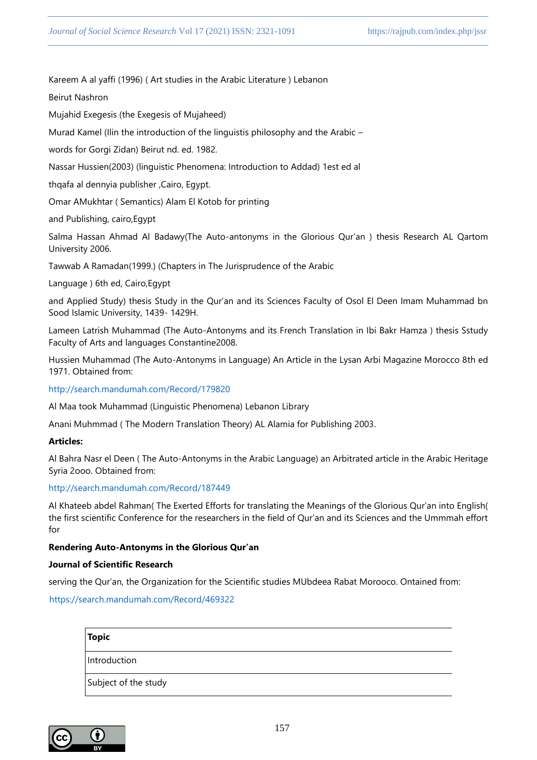Kareem A al yaffi (1996) ( Art studies in the Arabic Literature ) Lebanon

Beirut Nashron

Mujahid Exegesis (the Exegesis of Mujaheed)

Murad Kamel (Ilin the introduction of the linguistis philosophy and the Arabic –

words for Gorgi Zidan) Beirut nd. ed. 1982.

Nassar Hussien(2003) (linguistic Phenomena: Introduction to Addad) 1est ed al

thqafa al dennyia publisher ,Cairo, Egypt.

Omar AMukhtar ( Semantics) Alam El Kotob for printing

and Publishing, cairo,Egypt

Salma Hassan Ahmad Al Badawy(The Auto-antonyms in the Glorious Qur'an ) thesis Research AL Qartom University 2006.

Tawwab A Ramadan(1999.) (Chapters in The Jurisprudence of the Arabic

Language ) 6th ed, Cairo,Egypt

and Applied Study) thesis Study in the Qur'an and its Sciences Faculty of Osol El Deen Imam Muhammad bn Sood Islamic University, 1439- 1429H.

Lameen Latrish Muhammad (The Auto-Antonyms and its French Translation in Ibi Bakr Hamza ) thesis Sstudy Faculty of Arts and languages Constantine2008.

Hussien Muhammad (The Auto-Antonyms in Language) An Article in the Lysan Arbi Magazine Morocco 8th ed 1971. Obtained from:

http://search.mandumah.com/Record/179820

Al Maa took Muhammad (Linguistic Phenomena) Lebanon Library

Anani Muhmmad ( The Modern Translation Theory) AL Alamia for Publishing 2003.

**Articles:**

Al Bahra Nasr el Deen ( The Auto-Antonyms in the Arabic Language) an Arbitrated article in the Arabic Heritage Syria 2ooo. Obtained from:

http://search.mandumah.com/Record/187449

Al Khateeb abdel Rahman( The Exerted Efforts for translating the Meanings of the Glorious Qur'an into English( the first scientific Conference for the researchers in the field of Qur'an and its Sciences and the Ummmah effort for

**Rendering Auto-Antonyms in the Glorious Qur'an**

**Journal of Scientific Research**

serving the Qur'an, the Organization for the Scientific studies MUbdeea Rabat Morooco. Ontained from:

https://search.mandumah.com/Record/469322

| Topic |
|---|
| Introduction |
| Subject of the study |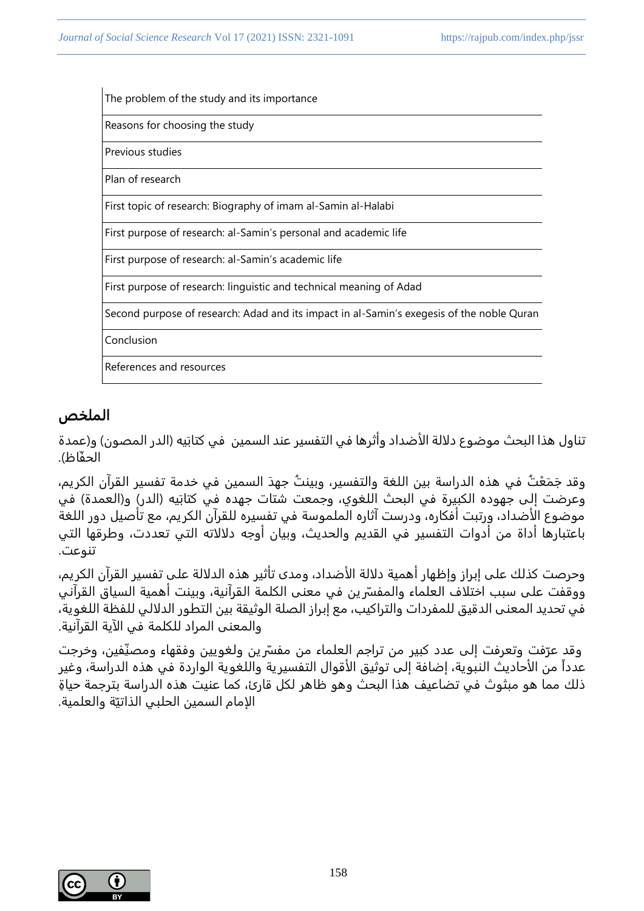| |
|---|
| The problem of the study and its importance |
| Reasons for choosing the study |
| Previous studies |
| Plan of research |
| First topic of research: Biography of imam al-Samin al-Halabi |
| First purpose of research: al-Samin's personal and academic life |
| First purpose of research: al-Samin's academic life |
| First purpose of research: linguistic and technical meaning of Adad |
| Second purpose of research: Adad and its impact in al-Samin's exegesis of the noble Quran |
| Conclusion |
| References and resources |

## الملخص

تناول هذا البحث موضوع دلالة الأضداد وأثرها في التفسير عند السمين في كتابَيه (الدر المصون) و(عمدة الحفّاظ).

وقد جَمَعْتُ في هذه الدراسة بين اللغة والتفسير، وبينتُ جهدَ السمين في خدمة تفسير القرآن الكريم، وعرضت إلى جهوده الكبيرة في البحث اللغوي، وجمعت شتات جهده في كتابَيه (الدر) و(العمدة) في موضوع الأضداد، ورتبت أفكاره، ودرست آثاره الملموسة في تفسيره للقرآن الكريم، مع تأصيل دور اللغة باعتبارها أداة من أدوات التفسير في القديم والحديث، وبيان أوجه دلالاته التي تعددت، وطرقها التي تنوعت.

وحرصت كذلك على إبراز وإظهار أهمية دلالة الأضداد، ومدى تأثير هذه الدلالة على تفسير القرآن الكريم، ووقفت على سبب اختلاف العلماء والمفسّرين في معنى الكلمة القرآنية، وبينت أهمية السياق القرآني في تحديد المعنى الدقيق للمفردات والتراكيب، مع إبراز الصلة الوثيقة بين التطور الدلالي للفظة اللغوية، والمعنى المراد للكلمة في الآية القرآنية.

وقد عرّفت وتعرفت إلى عدد كبير من تراجم العلماء من مفسّرين ولغويين وفقهاء ومصنّفين، وخرجت عدداً من الأحاديث النبوية، إضافة إلى توثيق الأقوال التفسيرية واللغوية الواردة في هذه الدراسة، وغير ذلك مما هو مبثوث في تضاعيف هذا البحث وهو ظاهر لكل قارئ، كما عنيت هذه الدراسة بترجمة حياةِ الإمام السمين الحلبي الذاتيّة والعلمية.